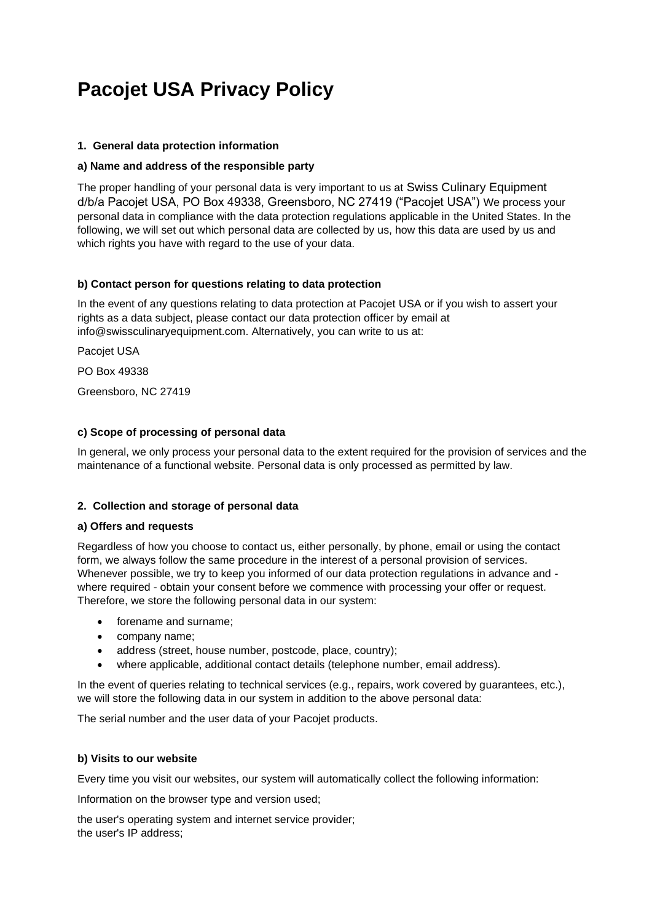# Pacojet USA Privacy Policy

### 1. General data protection information

#### a) Name and address of the responsible party

The proper handling of your personal data is very important to us at Swiss Culinary Equipment d/b/a Pacojet USA, PO Box 49338, Greensboro, NC 27419 ("Pacojet USA") We process your personal data in compliance with the data protection regulations applicable in the United States. In the following, we will set out which personal data are collected by us, how this data are used by us and which rights you have with regard to the use of your data.

#### b) Contact person for questions relating to data protection

In the event of any questions relating to data protection at Pacojet USA or if you wish to assert your rights as a data subject, please contact our data protection officer by email at info@swissculinaryequipment.com. Alternatively, you can write to us at:

Pacojet USA

PO Box 49338

Greensboro, NC 27419

#### c) Scope of processing of personal data

In general, we only process your personal data to the extent required for the provision of services and the maintenance of a functional website. Personal data is only processed as permitted by law.

### 2. Collection and storage of personal data

#### a) Offers and requests

Regardless of how you choose to contact us, either personally, by phone, email or using the contact form, we always follow the same procedure in the interest of a personal provision of services. Whenever possible, we try to keep you informed of our data protection regulations in advance and - where required - obtain your consent before we commence with processing your offer or request. Therefore, we store the following personal data in our system:

- forename and surname;
- company name;
- address (street, house number, postcode, place, country);
- where applicable, additional contact details (telephone number, email address).

In the event of queries relating to technical services (e.g., repairs, work covered by guarantees, etc.), we will store the following data in our system in addition to the above personal data:

The serial number and the user data of your Pacojet products.

#### b) Visits to our website

Every time you visit our websites, our system will automatically collect the following information:

Information on the browser type and version used;

the user's operating system and internet service provider;
the user's IP address;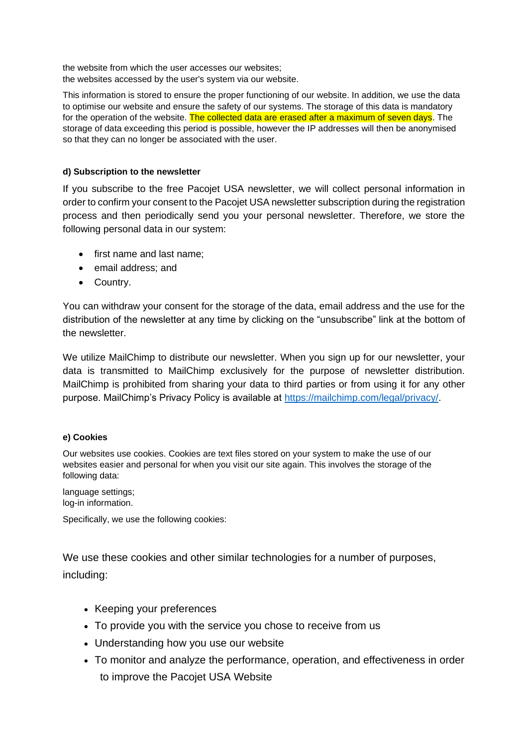the website from which the user accesses our websites;
the websites accessed by the user's system via our website.

This information is stored to ensure the proper functioning of our website. In addition, we use the data to optimise our website and ensure the safety of our systems. The storage of this data is mandatory for the operation of the website. The collected data are erased after a maximum of seven days. The storage of data exceeding this period is possible, however the IP addresses will then be anonymised so that they can no longer be associated with the user.

#### d) Subscription to the newsletter

If you subscribe to the free Pacojet USA newsletter, we will collect personal information in order to confirm your consent to the Pacojet USA newsletter subscription during the registration process and then periodically send you your personal newsletter. Therefore, we store the following personal data in our system:

- first name and last name;
- email address; and
- Country.

You can withdraw your consent for the storage of the data, email address and the use for the distribution of the newsletter at any time by clicking on the "unsubscribe" link at the bottom of the newsletter.

We utilize MailChimp to distribute our newsletter. When you sign up for our newsletter, your data is transmitted to MailChimp exclusively for the purpose of newsletter distribution. MailChimp is prohibited from sharing your data to third parties or from using it for any other purpose. MailChimp's Privacy Policy is available at [https://mailchimp.com/legal/privacy/](https://mailchimp.com/legal/privacy/).

#### e) Cookies

Our websites use cookies. Cookies are text files stored on your system to make the use of our websites easier and personal for when you visit our site again. This involves the storage of the following data:

language settings;
log-in information.

Specifically, we use the following cookies:

We use these cookies and other similar technologies for a number of purposes, including:

- Keeping your preferences
- To provide you with the service you chose to receive from us
- Understanding how you use our website
- To monitor and analyze the performance, operation, and effectiveness in order to improve the Pacojet USA Website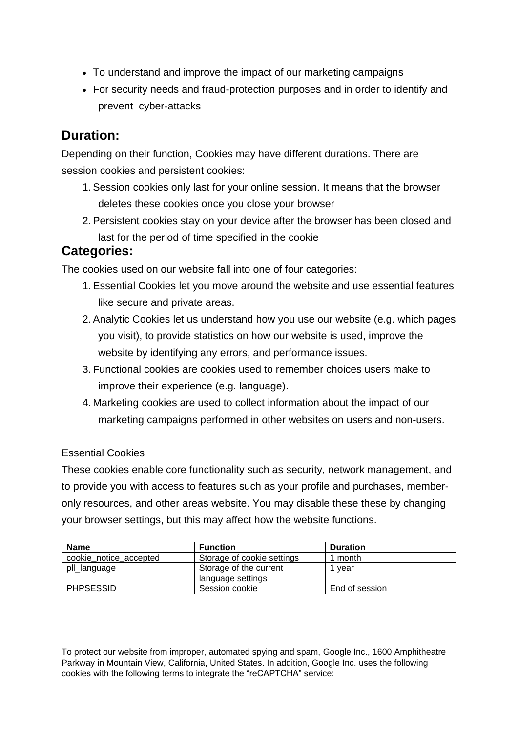- To understand and improve the impact of our marketing campaigns
- For security needs and fraud-protection purposes and in order to identify and prevent  cyber-attacks

## Duration:

Depending on their function, Cookies may have different durations. There are session cookies and persistent cookies:

1. Session cookies only last for your online session. It means that the browser deletes these cookies once you close your browser
2. Persistent cookies stay on your device after the browser has been closed and last for the period of time specified in the cookie

## Categories:

The cookies used on our website fall into one of four categories:

1. Essential Cookies let you move around the website and use essential features like secure and private areas.
2. Analytic Cookies let us understand how you use our website (e.g. which pages you visit), to provide statistics on how our website is used, improve the website by identifying any errors, and performance issues.
3. Functional cookies are cookies used to remember choices users make to improve their experience (e.g. language).
4. Marketing cookies are used to collect information about the impact of our marketing campaigns performed in other websites on users and non-users.

Essential Cookies

These cookies enable core functionality such as security, network management, and to provide you with access to features such as your profile and purchases, member-only resources, and other areas website. You may disable these these by changing your browser settings, but this may affect how the website functions.

| **Name** | **Function** | **Duration** |
|---|---|---|
| cookie_notice_accepted | Storage of cookie settings | 1 month |
| pll_language | Storage of the current language settings | 1 year |
| PHPSESSID | Session cookie | End of session |

To protect our website from improper, automated spying and spam, Google Inc., 1600 Amphitheatre Parkway in Mountain View, California, United States. In addition, Google Inc. uses the following cookies with the following terms to integrate the “reCAPTCHA” service: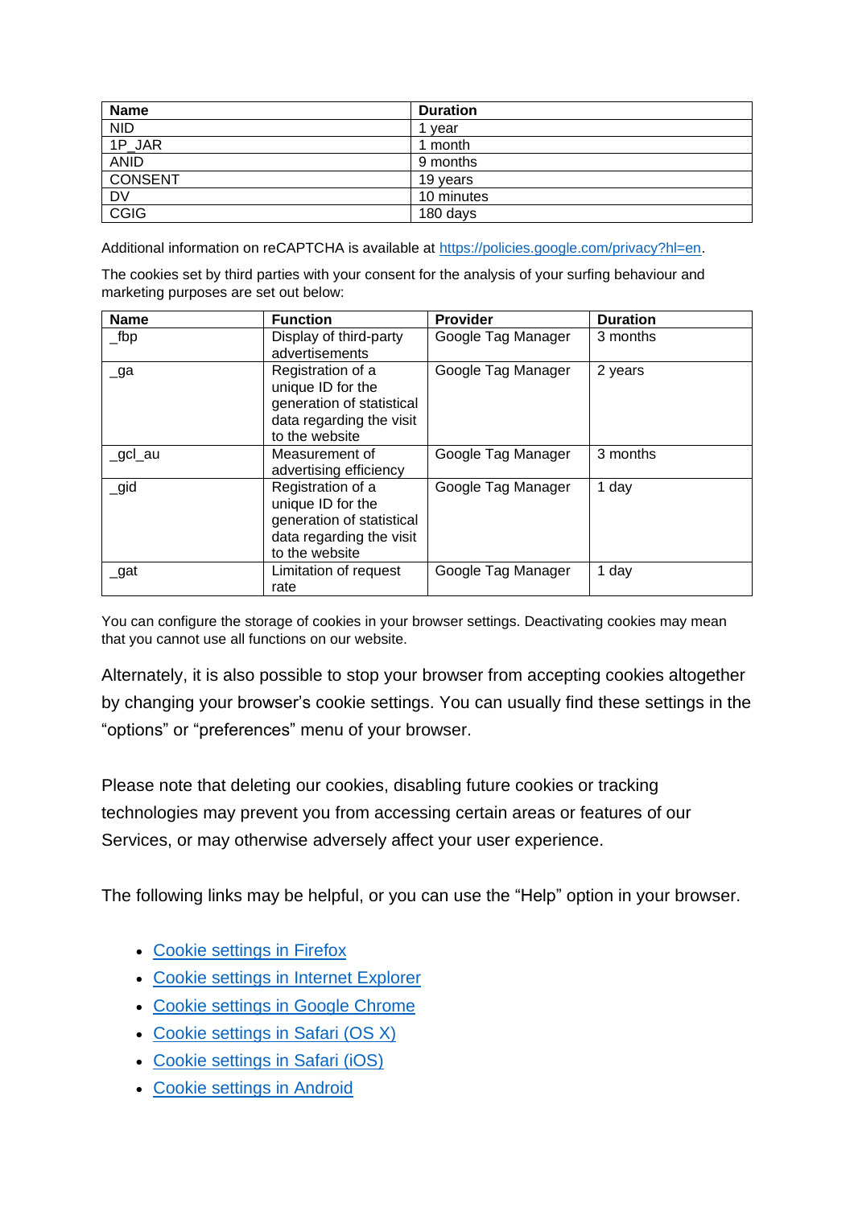| Name | Duration |
| --- | --- |
| NID | 1 year |
| 1P_JAR | 1 month |
| ANID | 9 months |
| CONSENT | 19 years |
| DV | 10 minutes |
| CGIG | 180 days |

Additional information on reCAPTCHA is available at [https://policies.google.com/privacy?hl=en](https://policies.google.com/privacy?hl=en).

The cookies set by third parties with your consent for the analysis of your surfing behaviour and marketing purposes are set out below:

| Name | Function | Provider | Duration |
| --- | --- | --- | --- |
| _fbp | Display of third-party advertisements | Google Tag Manager | 3 months |
| _ga | Registration of a unique ID for the generation of statistical data regarding the visit to the website | Google Tag Manager | 2 years |
| _gcl_au | Measurement of advertising efficiency | Google Tag Manager | 3 months |
| _gid | Registration of a unique ID for the generation of statistical data regarding the visit to the website | Google Tag Manager | 1 day |
| _gat | Limitation of request rate | Google Tag Manager | 1 day |

You can configure the storage of cookies in your browser settings. Deactivating cookies may mean that you cannot use all functions on our website.

Alternately, it is also possible to stop your browser from accepting cookies altogether by changing your browser's cookie settings. You can usually find these settings in the "options" or "preferences" menu of your browser.

Please note that deleting our cookies, disabling future cookies or tracking technologies may prevent you from accessing certain areas or features of our Services, or may otherwise adversely affect your user experience.

The following links may be helpful, or you can use the "Help" option in your browser.

- Cookie settings in Firefox
- Cookie settings in Internet Explorer
- Cookie settings in Google Chrome
- Cookie settings in Safari (OS X)
- Cookie settings in Safari (iOS)
- Cookie settings in Android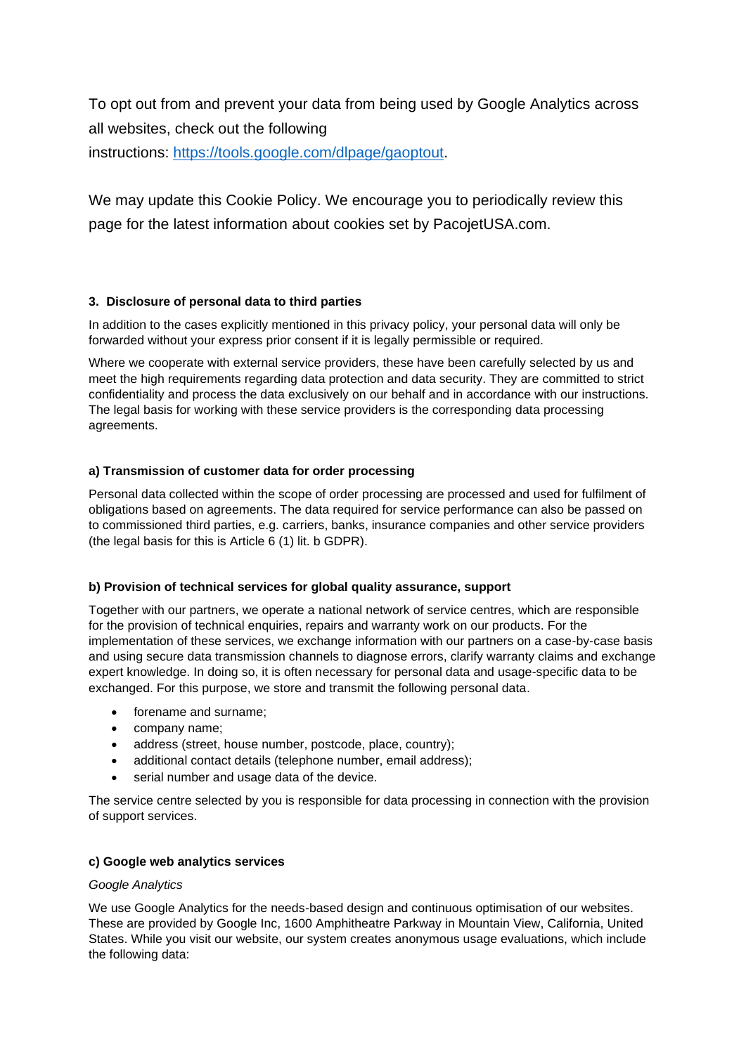To opt out from and prevent your data from being used by Google Analytics across all websites, check out the following instructions: [https://tools.google.com/dlpage/gaoptout](https://tools.google.com/dlpage/gaoptout).

We may update this Cookie Policy. We encourage you to periodically review this page for the latest information about cookies set by PacojetUSA.com.

### 3. Disclosure of personal data to third parties

In addition to the cases explicitly mentioned in this privacy policy, your personal data will only be forwarded without your express prior consent if it is legally permissible or required.

Where we cooperate with external service providers, these have been carefully selected by us and meet the high requirements regarding data protection and data security. They are committed to strict confidentiality and process the data exclusively on our behalf and in accordance with our instructions. The legal basis for working with these service providers is the corresponding data processing agreements.

#### a) Transmission of customer data for order processing

Personal data collected within the scope of order processing are processed and used for fulfilment of obligations based on agreements. The data required for service performance can also be passed on to commissioned third parties, e.g. carriers, banks, insurance companies and other service providers (the legal basis for this is Article 6 (1) lit. b GDPR).

#### b) Provision of technical services for global quality assurance, support

Together with our partners, we operate a national network of service centres, which are responsible for the provision of technical enquiries, repairs and warranty work on our products. For the implementation of these services, we exchange information with our partners on a case-by-case basis and using secure data transmission channels to diagnose errors, clarify warranty claims and exchange expert knowledge. In doing so, it is often necessary for personal data and usage-specific data to be exchanged. For this purpose, we store and transmit the following personal data.

- forename and surname;
- company name;
- address (street, house number, postcode, place, country);
- additional contact details (telephone number, email address);
- serial number and usage data of the device.

The service centre selected by you is responsible for data processing in connection with the provision of support services.

#### c) Google web analytics services

*Google Analytics*

We use Google Analytics for the needs-based design and continuous optimisation of our websites. These are provided by Google Inc, 1600 Amphitheatre Parkway in Mountain View, California, United States. While you visit our website, our system creates anonymous usage evaluations, which include the following data: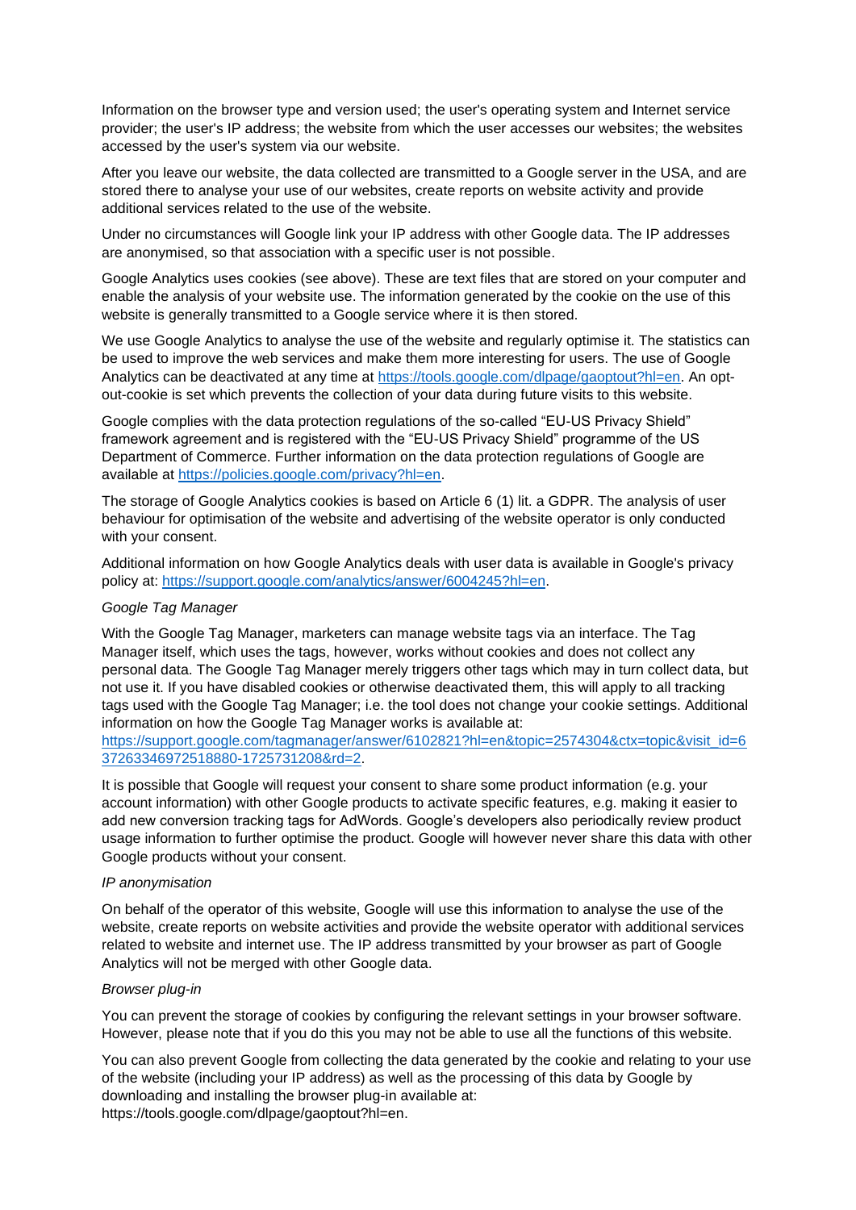Information on the browser type and version used; the user's operating system and Internet service provider; the user's IP address; the website from which the user accesses our websites; the websites accessed by the user's system via our website.

After you leave our website, the data collected are transmitted to a Google server in the USA, and are stored there to analyse your use of our websites, create reports on website activity and provide additional services related to the use of the website.

Under no circumstances will Google link your IP address with other Google data. The IP addresses are anonymised, so that association with a specific user is not possible.

Google Analytics uses cookies (see above). These are text files that are stored on your computer and enable the analysis of your website use. The information generated by the cookie on the use of this website is generally transmitted to a Google service where it is then stored.

We use Google Analytics to analyse the use of the website and regularly optimise it. The statistics can be used to improve the web services and make them more interesting for users. The use of Google Analytics can be deactivated at any time at [https://tools.google.com/dlpage/gaoptout?hl=en](https://tools.google.com/dlpage/gaoptout?hl=en). An opt-out-cookie is set which prevents the collection of your data during future visits to this website.

Google complies with the data protection regulations of the so-called "EU-US Privacy Shield" framework agreement and is registered with the "EU-US Privacy Shield" programme of the US Department of Commerce. Further information on the data protection regulations of Google are available at [https://policies.google.com/privacy?hl=en](https://policies.google.com/privacy?hl=en).

The storage of Google Analytics cookies is based on Article 6 (1) lit. a GDPR. The analysis of user behaviour for optimisation of the website and advertising of the website operator is only conducted with your consent.

Additional information on how Google Analytics deals with user data is available in Google's privacy policy at: [https://support.google.com/analytics/answer/6004245?hl=en](https://support.google.com/analytics/answer/6004245?hl=en).

*Google Tag Manager*

With the Google Tag Manager, marketers can manage website tags via an interface. The Tag Manager itself, which uses the tags, however, works without cookies and does not collect any personal data. The Google Tag Manager merely triggers other tags which may in turn collect data, but not use it. If you have disabled cookies or otherwise deactivated them, this will apply to all tracking tags used with the Google Tag Manager; i.e. the tool does not change your cookie settings. Additional information on how the Google Tag Manager works is available at: [https://support.google.com/tagmanager/answer/6102821?hl=en&topic=2574304&ctx=topic&visit_id=637263346972518880-1725731208&rd=2](https://support.google.com/tagmanager/answer/6102821?hl=en&topic=2574304&ctx=topic&visit_id=637263346972518880-1725731208&rd=2).

It is possible that Google will request your consent to share some product information (e.g. your account information) with other Google products to activate specific features, e.g. making it easier to add new conversion tracking tags for AdWords. Google's developers also periodically review product usage information to further optimise the product. Google will however never share this data with other Google products without your consent.

*IP anonymisation*

On behalf of the operator of this website, Google will use this information to analyse the use of the website, create reports on website activities and provide the website operator with additional services related to website and internet use. The IP address transmitted by your browser as part of Google Analytics will not be merged with other Google data.

*Browser plug-in*

You can prevent the storage of cookies by configuring the relevant settings in your browser software. However, please note that if you do this you may not be able to use all the functions of this website.

You can also prevent Google from collecting the data generated by the cookie and relating to your use of the website (including your IP address) as well as the processing of this data by Google by downloading and installing the browser plug-in available at: https://tools.google.com/dlpage/gaoptout?hl=en.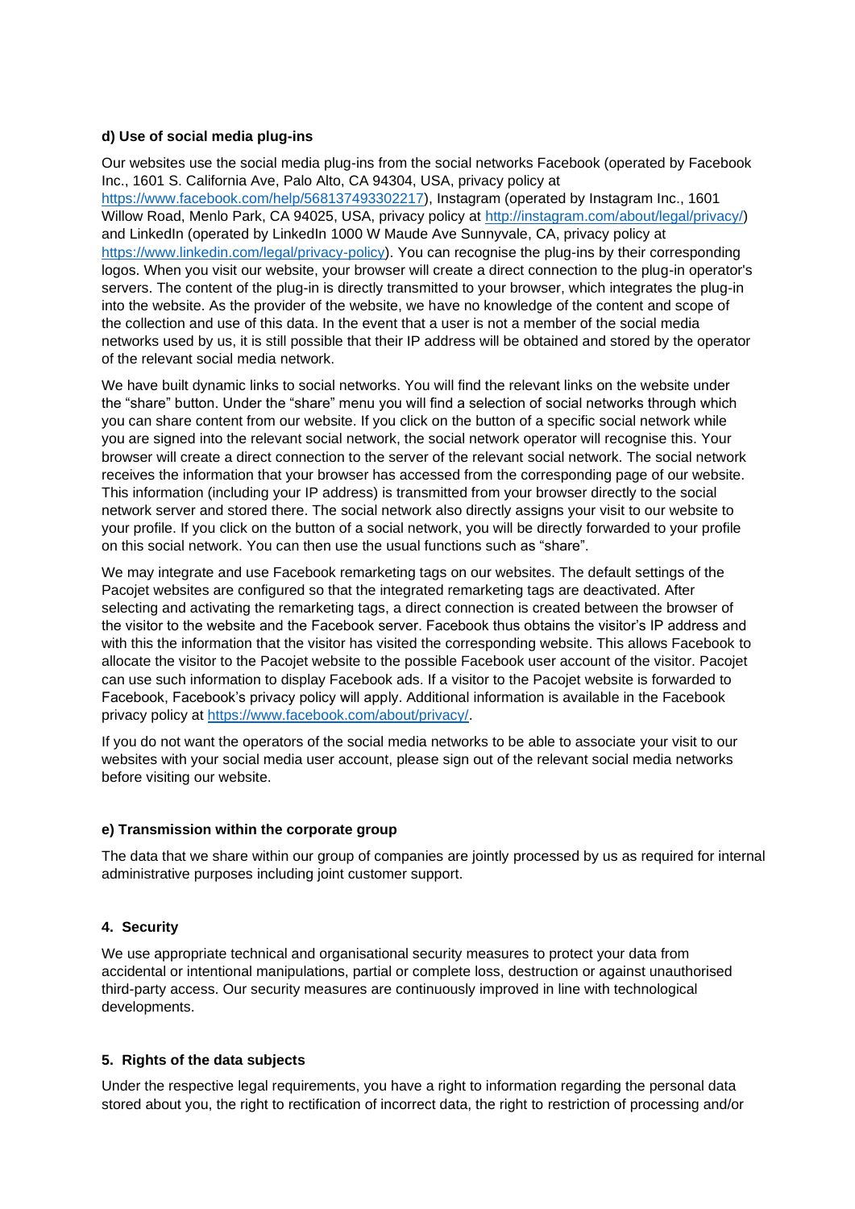**d) Use of social media plug-ins**

Our websites use the social media plug-ins from the social networks Facebook (operated by Facebook Inc., 1601 S. California Ave, Palo Alto, CA 94304, USA, privacy policy at https://www.facebook.com/help/568137493302217), Instagram (operated by Instagram Inc., 1601 Willow Road, Menlo Park, CA 94025, USA, privacy policy at http://instagram.com/about/legal/privacy/) and LinkedIn (operated by LinkedIn 1000 W Maude Ave Sunnyvale, CA, privacy policy at https://www.linkedin.com/legal/privacy-policy). You can recognise the plug-ins by their corresponding logos. When you visit our website, your browser will create a direct connection to the plug-in operator's servers. The content of the plug-in is directly transmitted to your browser, which integrates the plug-in into the website. As the provider of the website, we have no knowledge of the content and scope of the collection and use of this data. In the event that a user is not a member of the social media networks used by us, it is still possible that their IP address will be obtained and stored by the operator of the relevant social media network.

We have built dynamic links to social networks. You will find the relevant links on the website under the "share" button. Under the "share" menu you will find a selection of social networks through which you can share content from our website. If you click on the button of a specific social network while you are signed into the relevant social network, the social network operator will recognise this. Your browser will create a direct connection to the server of the relevant social network. The social network receives the information that your browser has accessed from the corresponding page of our website. This information (including your IP address) is transmitted from your browser directly to the social network server and stored there. The social network also directly assigns your visit to our website to your profile. If you click on the button of a social network, you will be directly forwarded to your profile on this social network. You can then use the usual functions such as "share".

We may integrate and use Facebook remarketing tags on our websites. The default settings of the Pacojet websites are configured so that the integrated remarketing tags are deactivated. After selecting and activating the remarketing tags, a direct connection is created between the browser of the visitor to the website and the Facebook server. Facebook thus obtains the visitor's IP address and with this the information that the visitor has visited the corresponding website. This allows Facebook to allocate the visitor to the Pacojet website to the possible Facebook user account of the visitor. Pacojet can use such information to display Facebook ads. If a visitor to the Pacojet website is forwarded to Facebook, Facebook's privacy policy will apply. Additional information is available in the Facebook privacy policy at https://www.facebook.com/about/privacy/.

If you do not want the operators of the social media networks to be able to associate your visit to our websites with your social media user account, please sign out of the relevant social media networks before visiting our website.

**e) Transmission within the corporate group**

The data that we share within our group of companies are jointly processed by us as required for internal administrative purposes including joint customer support.

## 4. Security

We use appropriate technical and organisational security measures to protect your data from accidental or intentional manipulations, partial or complete loss, destruction or against unauthorised third-party access. Our security measures are continuously improved in line with technological developments.

## 5. Rights of the data subjects

Under the respective legal requirements, you have a right to information regarding the personal data stored about you, the right to rectification of incorrect data, the right to restriction of processing and/or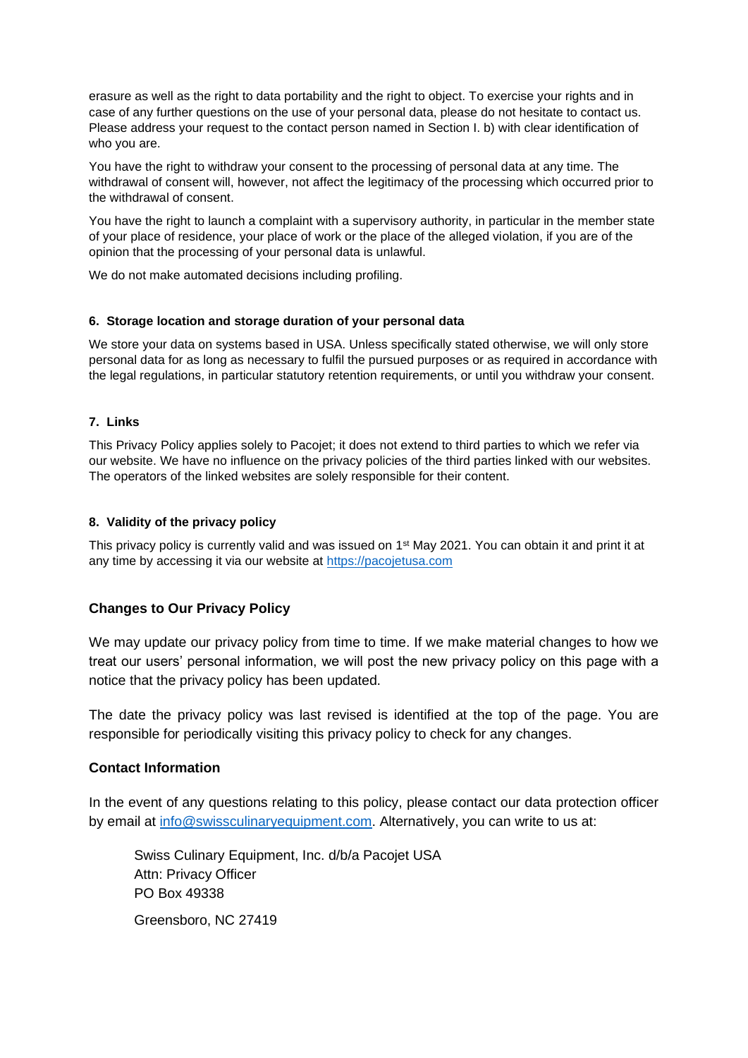erasure as well as the right to data portability and the right to object. To exercise your rights and in case of any further questions on the use of your personal data, please do not hesitate to contact us. Please address your request to the contact person named in Section I. b) with clear identification of who you are.

You have the right to withdraw your consent to the processing of personal data at any time. The withdrawal of consent will, however, not affect the legitimacy of the processing which occurred prior to the withdrawal of consent.

You have the right to launch a complaint with a supervisory authority, in particular in the member state of your place of residence, your place of work or the place of the alleged violation, if you are of the opinion that the processing of your personal data is unlawful.

We do not make automated decisions including profiling.

#### 6. Storage location and storage duration of your personal data

We store your data on systems based in USA. Unless specifically stated otherwise, we will only store personal data for as long as necessary to fulfil the pursued purposes or as required in accordance with the legal regulations, in particular statutory retention requirements, or until you withdraw your consent.

#### 7. Links

This Privacy Policy applies solely to Pacojet; it does not extend to third parties to which we refer via our website. We have no influence on the privacy policies of the third parties linked with our websites. The operators of the linked websites are solely responsible for their content.

#### 8. Validity of the privacy policy

This privacy policy is currently valid and was issued on 1st May 2021. You can obtain it and print it at any time by accessing it via our website at https://pacojetusa.com

### Changes to Our Privacy Policy

We may update our privacy policy from time to time. If we make material changes to how we treat our users' personal information, we will post the new privacy policy on this page with a notice that the privacy policy has been updated.

The date the privacy policy was last revised is identified at the top of the page. You are responsible for periodically visiting this privacy policy to check for any changes.

### Contact Information

In the event of any questions relating to this policy, please contact our data protection officer by email at info@swissculinaryequipment.com. Alternatively, you can write to us at:

Swiss Culinary Equipment, Inc. d/b/a Pacojet USA
Attn: Privacy Officer
PO Box 49338

Greensboro, NC 27419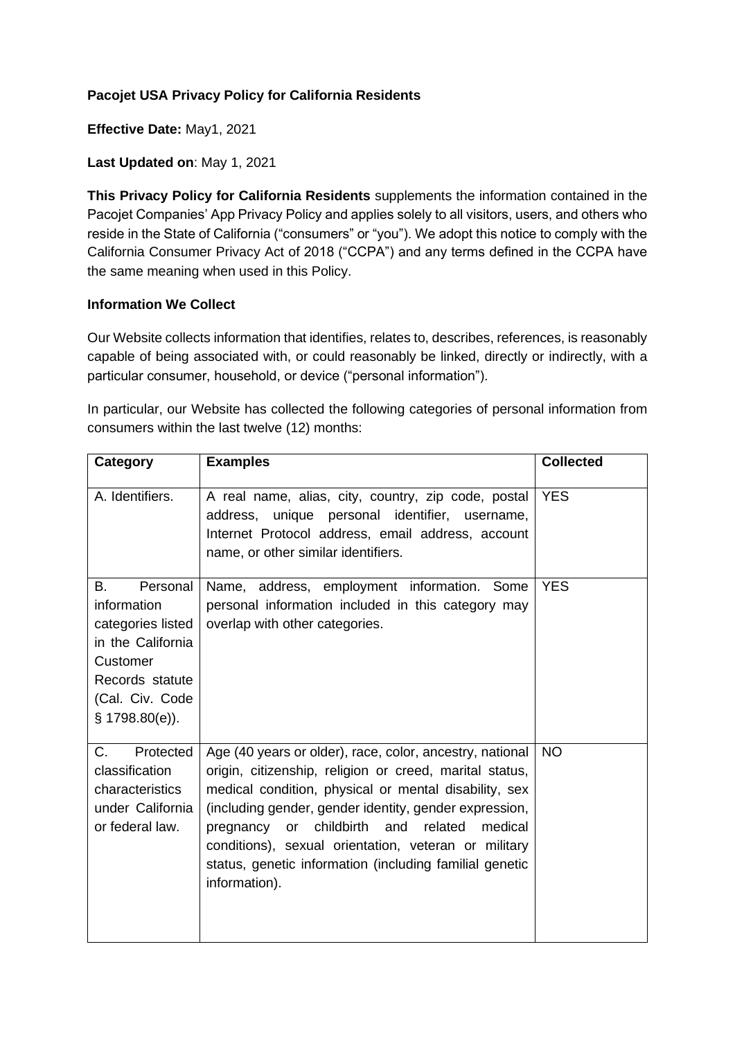**Pacojet USA Privacy Policy for California Residents**

**Effective Date:** May1, 2021

**Last Updated on**: May 1, 2021

**This Privacy Policy for California Residents** supplements the information contained in the Pacojet Companies' App Privacy Policy and applies solely to all visitors, users, and others who reside in the State of California ("consumers" or "you"). We adopt this notice to comply with the California Consumer Privacy Act of 2018 ("CCPA") and any terms defined in the CCPA have the same meaning when used in this Policy.

**Information We Collect**

Our Website collects information that identifies, relates to, describes, references, is reasonably capable of being associated with, or could reasonably be linked, directly or indirectly, with a particular consumer, household, or device ("personal information").

In particular, our Website has collected the following categories of personal information from consumers within the last twelve (12) months:

| Category | Examples | Collected |
|---|---|---|
| A. Identifiers. | A real name, alias, city, country, zip code, postal address, unique personal identifier, username, Internet Protocol address, email address, account name, or other similar identifiers. | YES |
| B. Personal information categories listed in the California Customer Records statute (Cal. Civ. Code § 1798.80(e)). | Name, address, employment information. Some personal information included in this category may overlap with other categories. | YES |
| C. Protected classification characteristics under California or federal law. | Age (40 years or older), race, color, ancestry, national origin, citizenship, religion or creed, marital status, medical condition, physical or mental disability, sex (including gender, gender identity, gender expression, pregnancy or childbirth and related medical conditions), sexual orientation, veteran or military status, genetic information (including familial genetic information). | NO |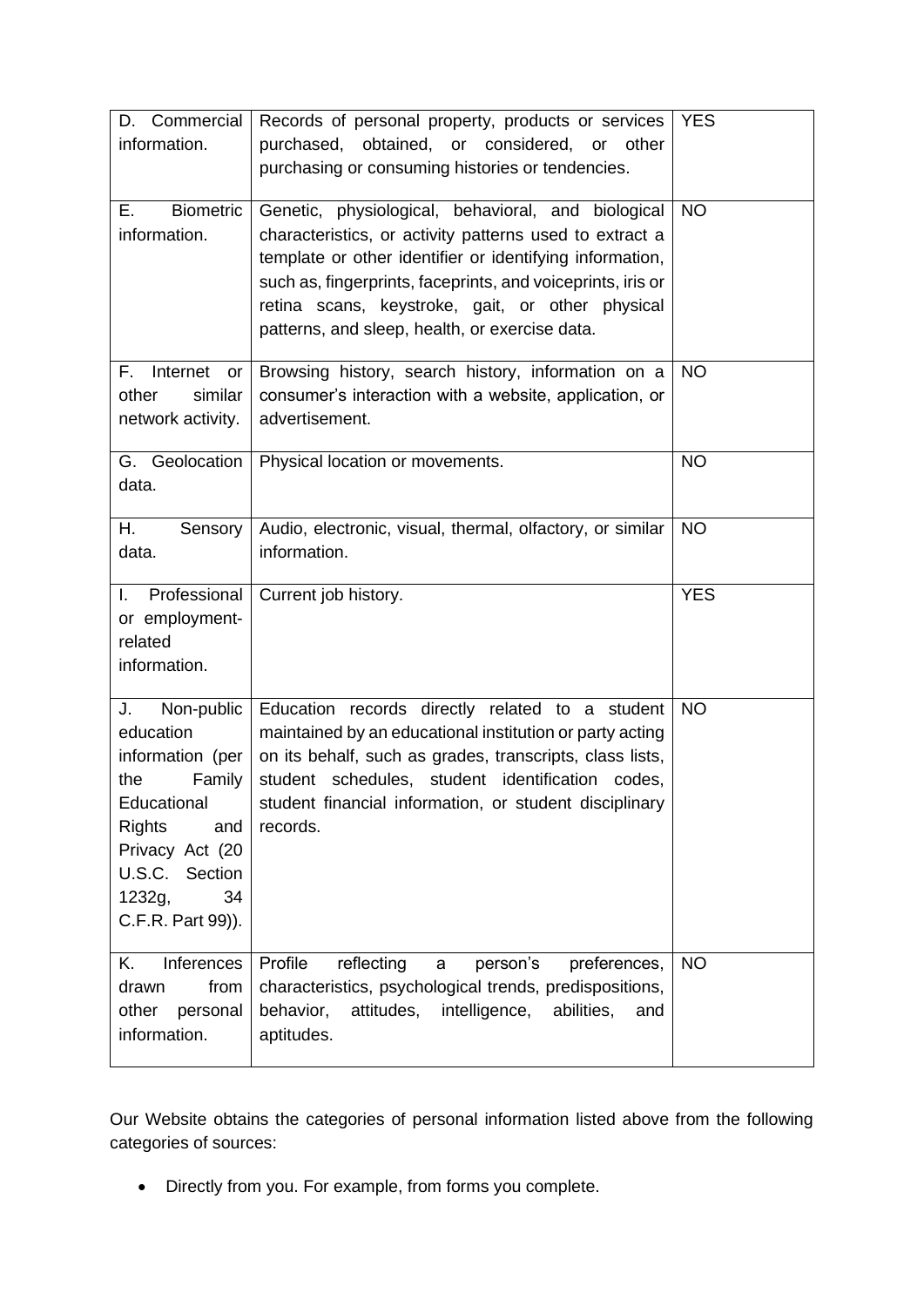| D. Commercial information. | Records of personal property, products or services purchased, obtained, or considered, or other purchasing or consuming histories or tendencies. | YES |
|---|---|---|
| E. Biometric information. | Genetic, physiological, behavioral, and biological characteristics, or activity patterns used to extract a template or other identifier or identifying information, such as, fingerprints, faceprints, and voiceprints, iris or retina scans, keystroke, gait, or other physical patterns, and sleep, health, or exercise data. | NO |
| F. Internet or other similar network activity. | Browsing history, search history, information on a consumer's interaction with a website, application, or advertisement. | NO |
| G. Geolocation data. | Physical location or movements. | NO |
| H. Sensory data. | Audio, electronic, visual, thermal, olfactory, or similar information. | NO |
| I. Professional or employment-related information. | Current job history. | YES |
| J. Non-public education information (per the Family Educational Rights and Privacy Act (20 U.S.C. Section 1232g, 34 C.F.R. Part 99)). | Education records directly related to a student maintained by an educational institution or party acting on its behalf, such as grades, transcripts, class lists, student schedules, student identification codes, student financial information, or student disciplinary records. | NO |
| K. Inferences drawn from other personal information. | Profile reflecting a person's preferences, characteristics, psychological trends, predispositions, behavior, attitudes, intelligence, abilities, and aptitudes. | NO |

Our Website obtains the categories of personal information listed above from the following categories of sources:

- Directly from you. For example, from forms you complete.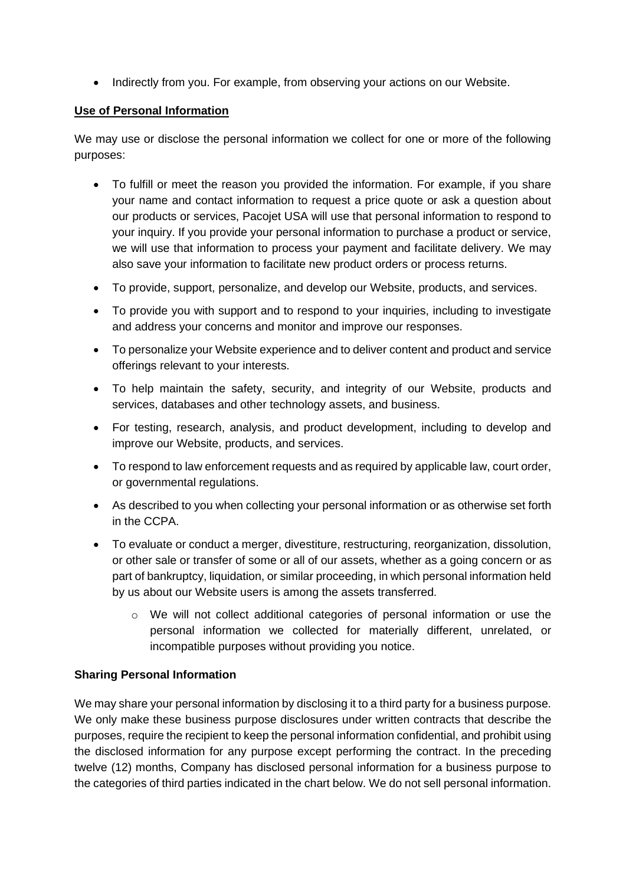- Indirectly from you. For example, from observing your actions on our Website.

**Use of Personal Information**

We may use or disclose the personal information we collect for one or more of the following purposes:

- To fulfill or meet the reason you provided the information. For example, if you share your name and contact information to request a price quote or ask a question about our products or services, Pacojet USA will use that personal information to respond to your inquiry. If you provide your personal information to purchase a product or service, we will use that information to process your payment and facilitate delivery. We may also save your information to facilitate new product orders or process returns.
- To provide, support, personalize, and develop our Website, products, and services.
- To provide you with support and to respond to your inquiries, including to investigate and address your concerns and monitor and improve our responses.
- To personalize your Website experience and to deliver content and product and service offerings relevant to your interests.
- To help maintain the safety, security, and integrity of our Website, products and services, databases and other technology assets, and business.
- For testing, research, analysis, and product development, including to develop and improve our Website, products, and services.
- To respond to law enforcement requests and as required by applicable law, court order, or governmental regulations.
- As described to you when collecting your personal information or as otherwise set forth in the CCPA.
- To evaluate or conduct a merger, divestiture, restructuring, reorganization, dissolution, or other sale or transfer of some or all of our assets, whether as a going concern or as part of bankruptcy, liquidation, or similar proceeding, in which personal information held by us about our Website users is among the assets transferred.
    - We will not collect additional categories of personal information or use the personal information we collected for materially different, unrelated, or incompatible purposes without providing you notice.

**Sharing Personal Information**

We may share your personal information by disclosing it to a third party for a business purpose. We only make these business purpose disclosures under written contracts that describe the purposes, require the recipient to keep the personal information confidential, and prohibit using the disclosed information for any purpose except performing the contract. In the preceding twelve (12) months, Company has disclosed personal information for a business purpose to the categories of third parties indicated in the chart below. We do not sell personal information.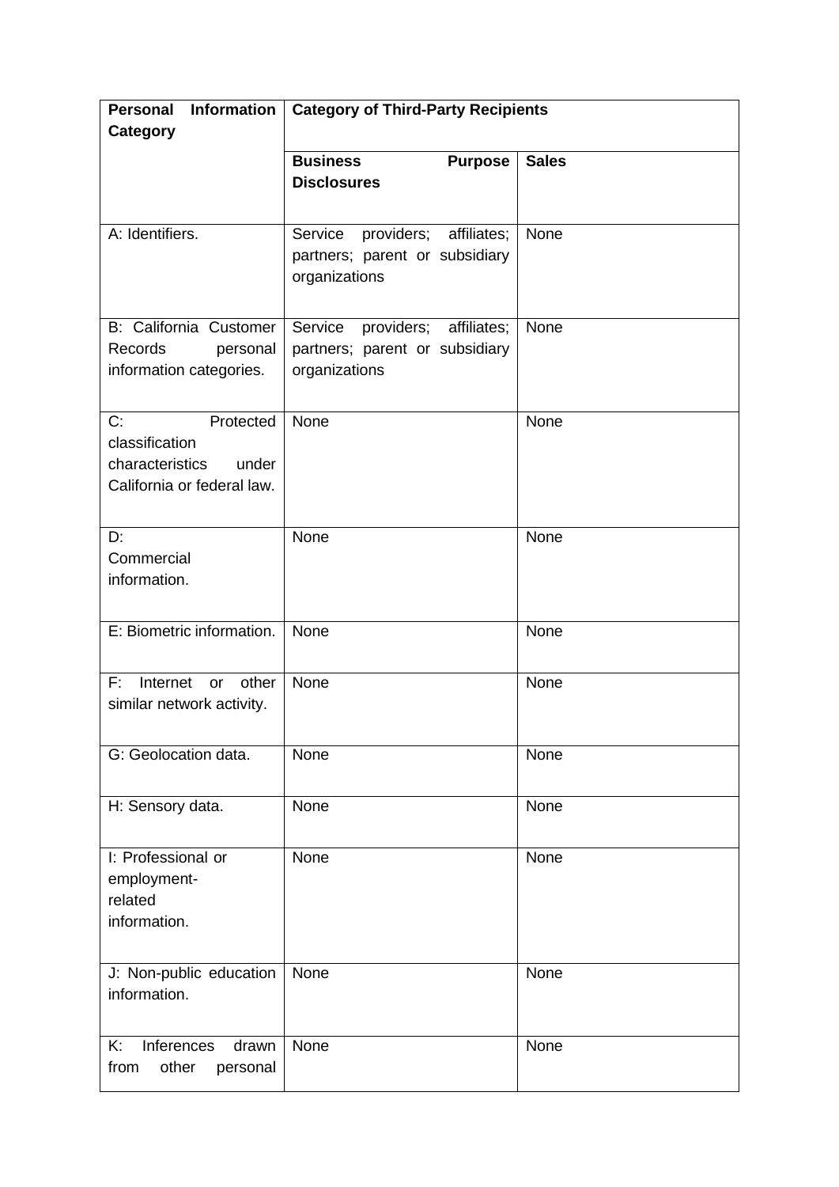| Personal Information Category | Category of Third-Party Recipients | |
|---|---|---|
| | **Business Purpose Disclosures** | **Sales** |
| A: Identifiers. | Service providers; affiliates; partners; parent or subsidiary organizations | None |
| B: California Customer Records personal information categories. | Service providers; affiliates; partners; parent or subsidiary organizations | None |
| C: Protected classification characteristics under California or federal law. | None | None |
| D: Commercial information. | None | None |
| E: Biometric information. | None | None |
| F: Internet or other similar network activity. | None | None |
| G: Geolocation data. | None | None |
| H: Sensory data. | None | None |
| I: Professional or employment-related information. | None | None |
| J: Non-public education information. | None | None |
| K: Inferences drawn from other personal | None | None |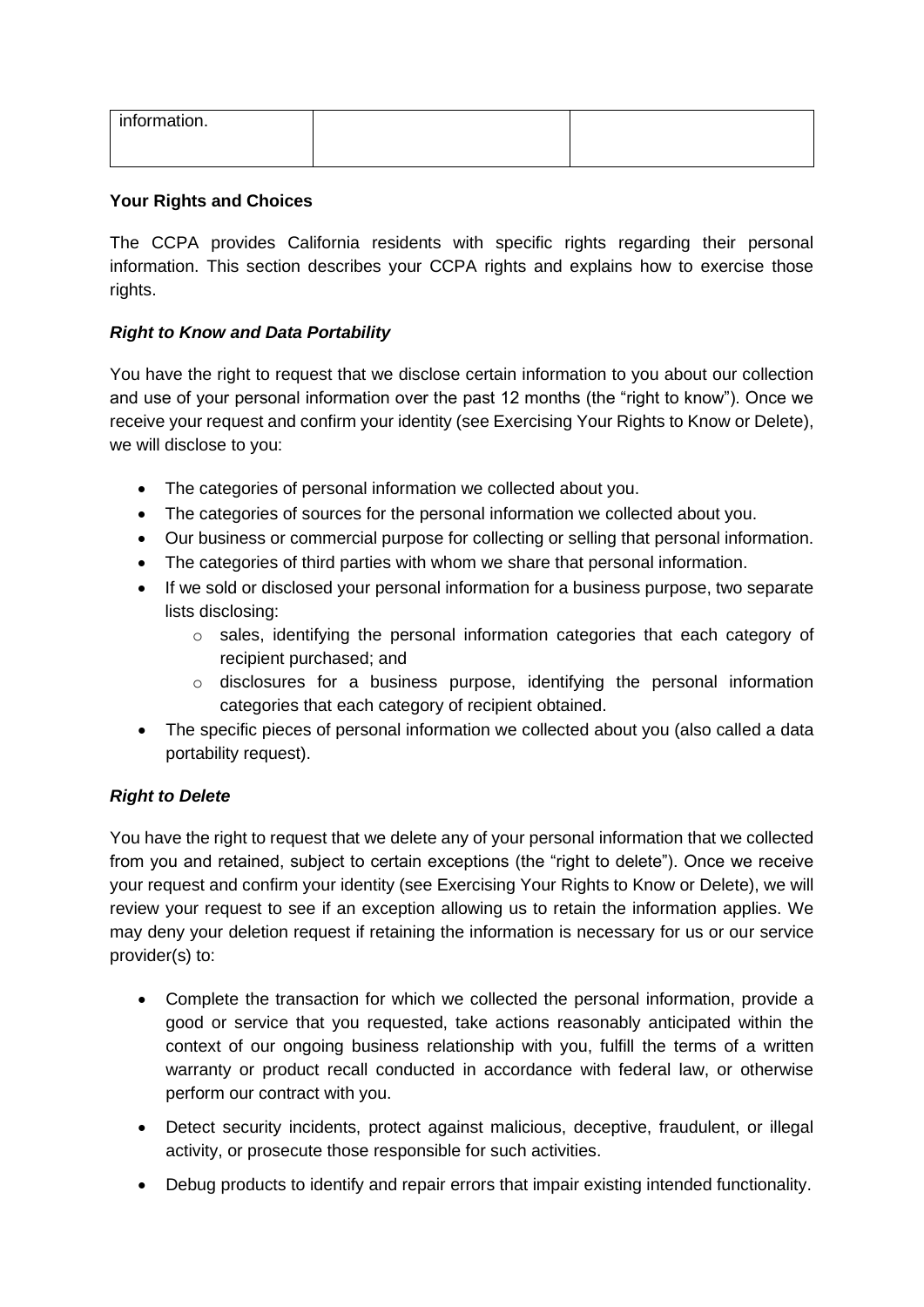| information. | | |
|---|---|---|

**Your Rights and Choices**

The CCPA provides California residents with specific rights regarding their personal information. This section describes your CCPA rights and explains how to exercise those rights.

***Right to Know and Data Portability***

You have the right to request that we disclose certain information to you about our collection and use of your personal information over the past 12 months (the "right to know"). Once we receive your request and confirm your identity (see Exercising Your Rights to Know or Delete), we will disclose to you:

- The categories of personal information we collected about you.
- The categories of sources for the personal information we collected about you.
- Our business or commercial purpose for collecting or selling that personal information.
- The categories of third parties with whom we share that personal information.
- If we sold or disclosed your personal information for a business purpose, two separate lists disclosing:
    - sales, identifying the personal information categories that each category of recipient purchased; and
    - disclosures for a business purpose, identifying the personal information categories that each category of recipient obtained.
- The specific pieces of personal information we collected about you (also called a data portability request).

***Right to Delete***

You have the right to request that we delete any of your personal information that we collected from you and retained, subject to certain exceptions (the "right to delete"). Once we receive your request and confirm your identity (see Exercising Your Rights to Know or Delete), we will review your request to see if an exception allowing us to retain the information applies. We may deny your deletion request if retaining the information is necessary for us or our service provider(s) to:

- Complete the transaction for which we collected the personal information, provide a good or service that you requested, take actions reasonably anticipated within the context of our ongoing business relationship with you, fulfill the terms of a written warranty or product recall conducted in accordance with federal law, or otherwise perform our contract with you.
- Detect security incidents, protect against malicious, deceptive, fraudulent, or illegal activity, or prosecute those responsible for such activities.
- Debug products to identify and repair errors that impair existing intended functionality.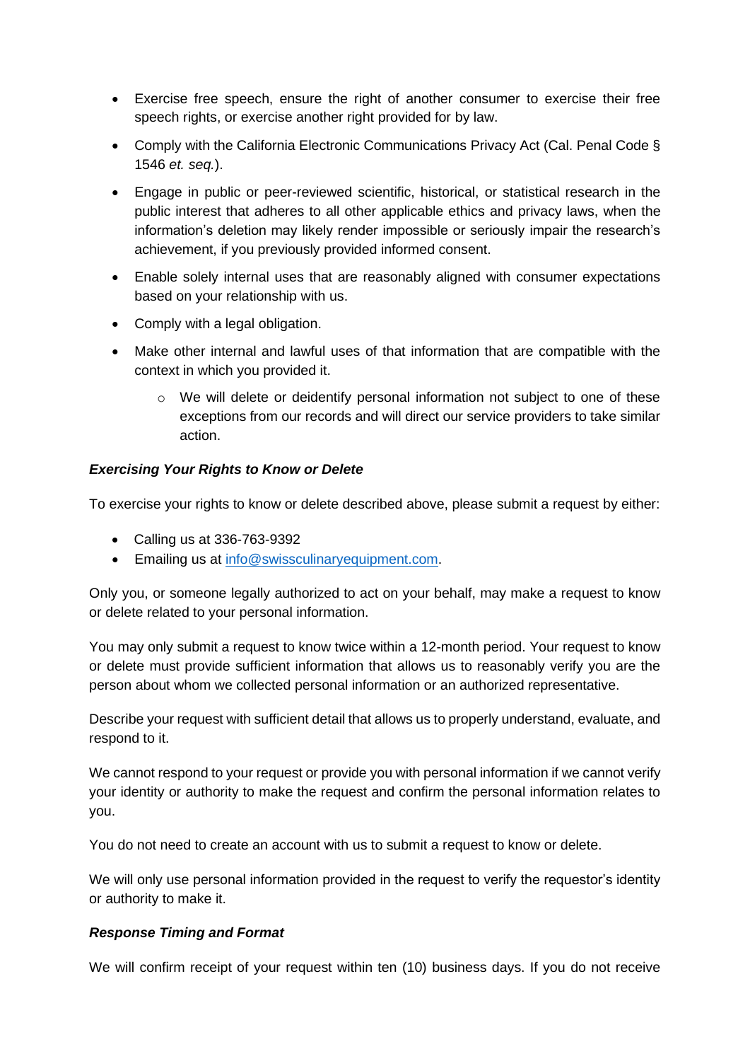- Exercise free speech, ensure the right of another consumer to exercise their free speech rights, or exercise another right provided for by law.
- Comply with the California Electronic Communications Privacy Act (Cal. Penal Code § 1546 *et. seq.*).
- Engage in public or peer-reviewed scientific, historical, or statistical research in the public interest that adheres to all other applicable ethics and privacy laws, when the information's deletion may likely render impossible or seriously impair the research's achievement, if you previously provided informed consent.
- Enable solely internal uses that are reasonably aligned with consumer expectations based on your relationship with us.
- Comply with a legal obligation.
- Make other internal and lawful uses of that information that are compatible with the context in which you provided it.
    - We will delete or deidentify personal information not subject to one of these exceptions from our records and will direct our service providers to take similar action.

***Exercising Your Rights to Know or Delete***

To exercise your rights to know or delete described above, please submit a request by either:

- Calling us at 336-763-9392
- Emailing us at [info@swissculinaryequipment.com](mailto:info@swissculinaryequipment.com).

Only you, or someone legally authorized to act on your behalf, may make a request to know or delete related to your personal information.

You may only submit a request to know twice within a 12-month period. Your request to know or delete must provide sufficient information that allows us to reasonably verify you are the person about whom we collected personal information or an authorized representative.

Describe your request with sufficient detail that allows us to properly understand, evaluate, and respond to it.

We cannot respond to your request or provide you with personal information if we cannot verify your identity or authority to make the request and confirm the personal information relates to you.

You do not need to create an account with us to submit a request to know or delete.

We will only use personal information provided in the request to verify the requestor's identity or authority to make it.

***Response Timing and Format***

We will confirm receipt of your request within ten (10) business days. If you do not receive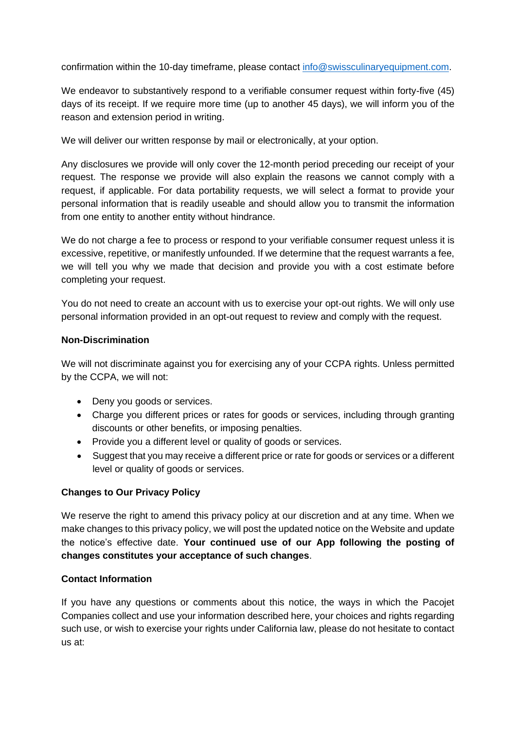confirmation within the 10-day timeframe, please contact [info@swissculinaryequipment.com](mailto:info@swissculinaryequipment.com).

We endeavor to substantively respond to a verifiable consumer request within forty-five (45) days of its receipt. If we require more time (up to another 45 days), we will inform you of the reason and extension period in writing.

We will deliver our written response by mail or electronically, at your option.

Any disclosures we provide will only cover the 12-month period preceding our receipt of your request. The response we provide will also explain the reasons we cannot comply with a request, if applicable. For data portability requests, we will select a format to provide your personal information that is readily useable and should allow you to transmit the information from one entity to another entity without hindrance.

We do not charge a fee to process or respond to your verifiable consumer request unless it is excessive, repetitive, or manifestly unfounded. If we determine that the request warrants a fee, we will tell you why we made that decision and provide you with a cost estimate before completing your request.

You do not need to create an account with us to exercise your opt-out rights. We will only use personal information provided in an opt-out request to review and comply with the request.

**Non-Discrimination**

We will not discriminate against you for exercising any of your CCPA rights. Unless permitted by the CCPA, we will not:

- Deny you goods or services.
- Charge you different prices or rates for goods or services, including through granting discounts or other benefits, or imposing penalties.
- Provide you a different level or quality of goods or services.
- Suggest that you may receive a different price or rate for goods or services or a different level or quality of goods or services.

**Changes to Our Privacy Policy**

We reserve the right to amend this privacy policy at our discretion and at any time. When we make changes to this privacy policy, we will post the updated notice on the Website and update the notice's effective date. **Your continued use of our App following the posting of changes constitutes your acceptance of such changes**.

**Contact Information**

If you have any questions or comments about this notice, the ways in which the Pacojet Companies collect and use your information described here, your choices and rights regarding such use, or wish to exercise your rights under California law, please do not hesitate to contact us at: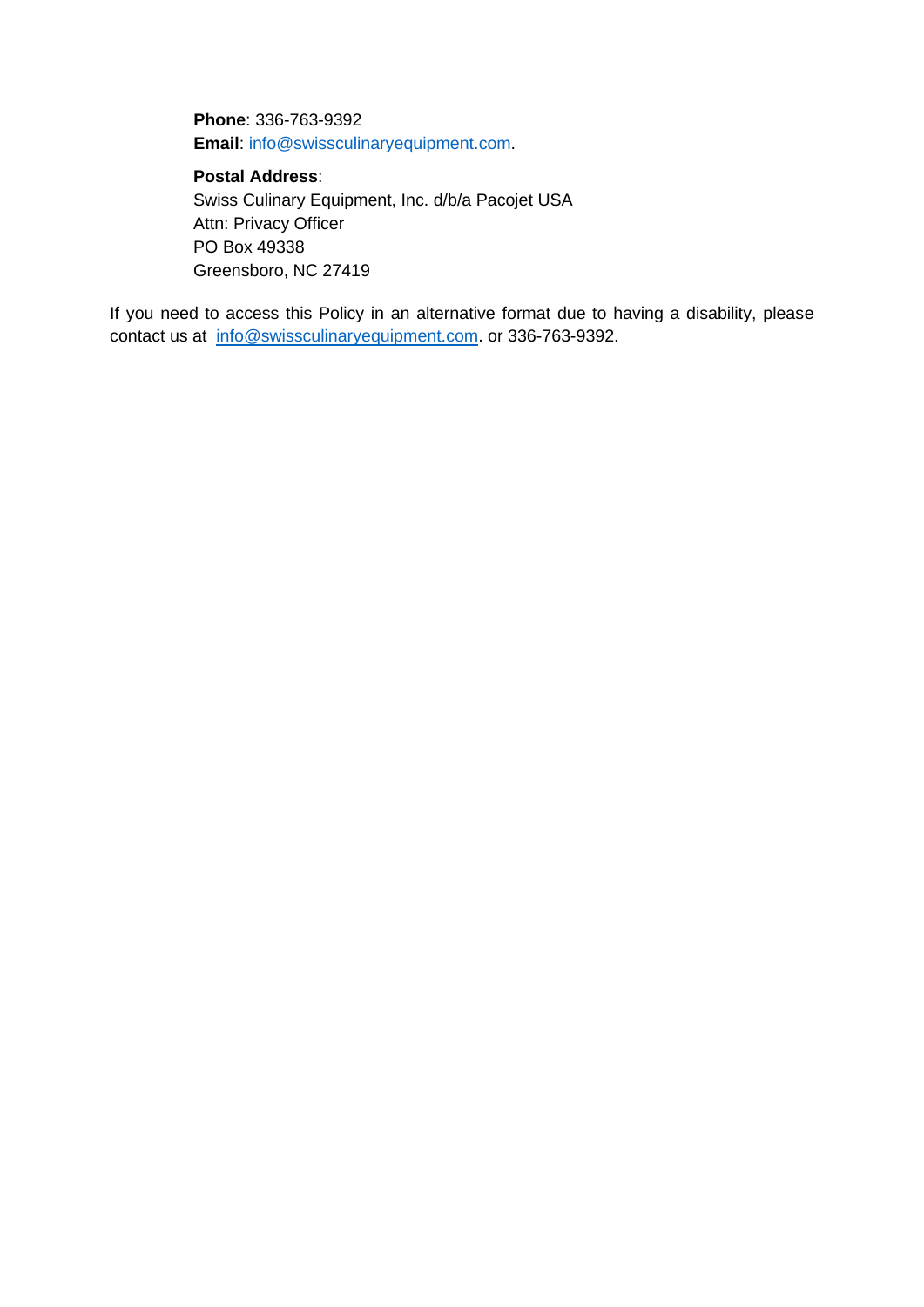**Phone**: 336-763-9392
**Email**: info@swissculinaryequipment.com.

**Postal Address**:
Swiss Culinary Equipment, Inc. d/b/a Pacojet USA
Attn: Privacy Officer
PO Box 49338
Greensboro, NC 27419

If you need to access this Policy in an alternative format due to having a disability, please contact us at info@swissculinaryequipment.com. or 336-763-9392.